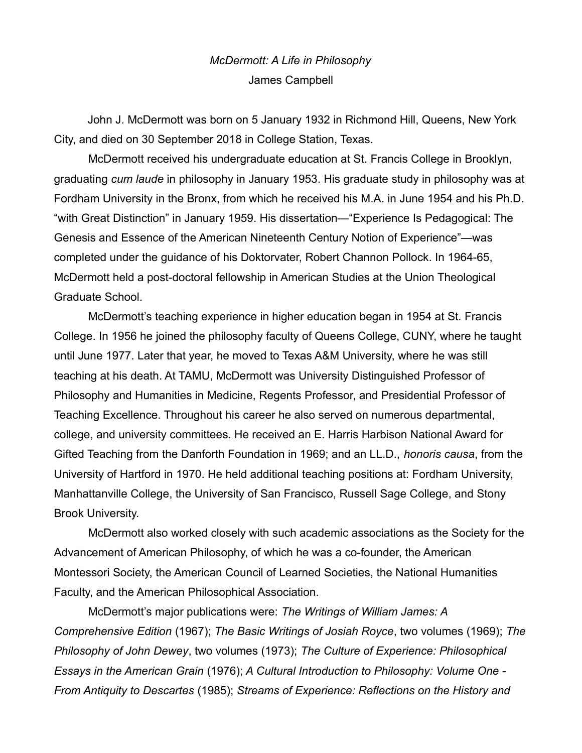*McDermott: A Life in Philosophy*

James Campbell

John J. McDermott was born on 5 January 1932 in Richmond Hill, Queens, New York City, and died on 30 September 2018 in College Station, Texas.

McDermott received his undergraduate education at St. Francis College in Brooklyn, graduating *cum laude* in philosophy in January 1953. His graduate study in philosophy was at Fordham University in the Bronx, from which he received his M.A. in June 1954 and his Ph.D. "with Great Distinction" in January 1959. His dissertation—"Experience Is Pedagogical: The Genesis and Essence of the American Nineteenth Century Notion of Experience"—was completed under the guidance of his Doktorvater, Robert Channon Pollock. In 1964-65, McDermott held a post-doctoral fellowship in American Studies at the Union Theological Graduate School.

McDermott's teaching experience in higher education began in 1954 at St. Francis College. In 1956 he joined the philosophy faculty of Queens College, CUNY, where he taught until June 1977. Later that year, he moved to Texas A&M University, where he was still teaching at his death. At TAMU, McDermott was University Distinguished Professor of Philosophy and Humanities in Medicine, Regents Professor, and Presidential Professor of Teaching Excellence. Throughout his career he also served on numerous departmental, college, and university committees. He received an E. Harris Harbison National Award for Gifted Teaching from the Danforth Foundation in 1969; and an LL.D., *honoris causa*, from the University of Hartford in 1970. He held additional teaching positions at: Fordham University, Manhattanville College, the University of San Francisco, Russell Sage College, and Stony Brook University.

McDermott also worked closely with such academic associations as the Society for the Advancement of American Philosophy, of which he was a co-founder, the American Montessori Society, the American Council of Learned Societies, the National Humanities Faculty, and the American Philosophical Association.

McDermott's major publications were: *The Writings of William James: A Comprehensive Edition* (1967); *The Basic Writings of Josiah Royce*, two volumes (1969); *The Philosophy of John Dewey*, two volumes (1973); *The Culture of Experience: Philosophical Essays in the American Grain* (1976); *A Cultural Introduction to Philosophy: Volume One - From Antiquity to Descartes* (1985); *Streams of Experience: Reflections on the History and*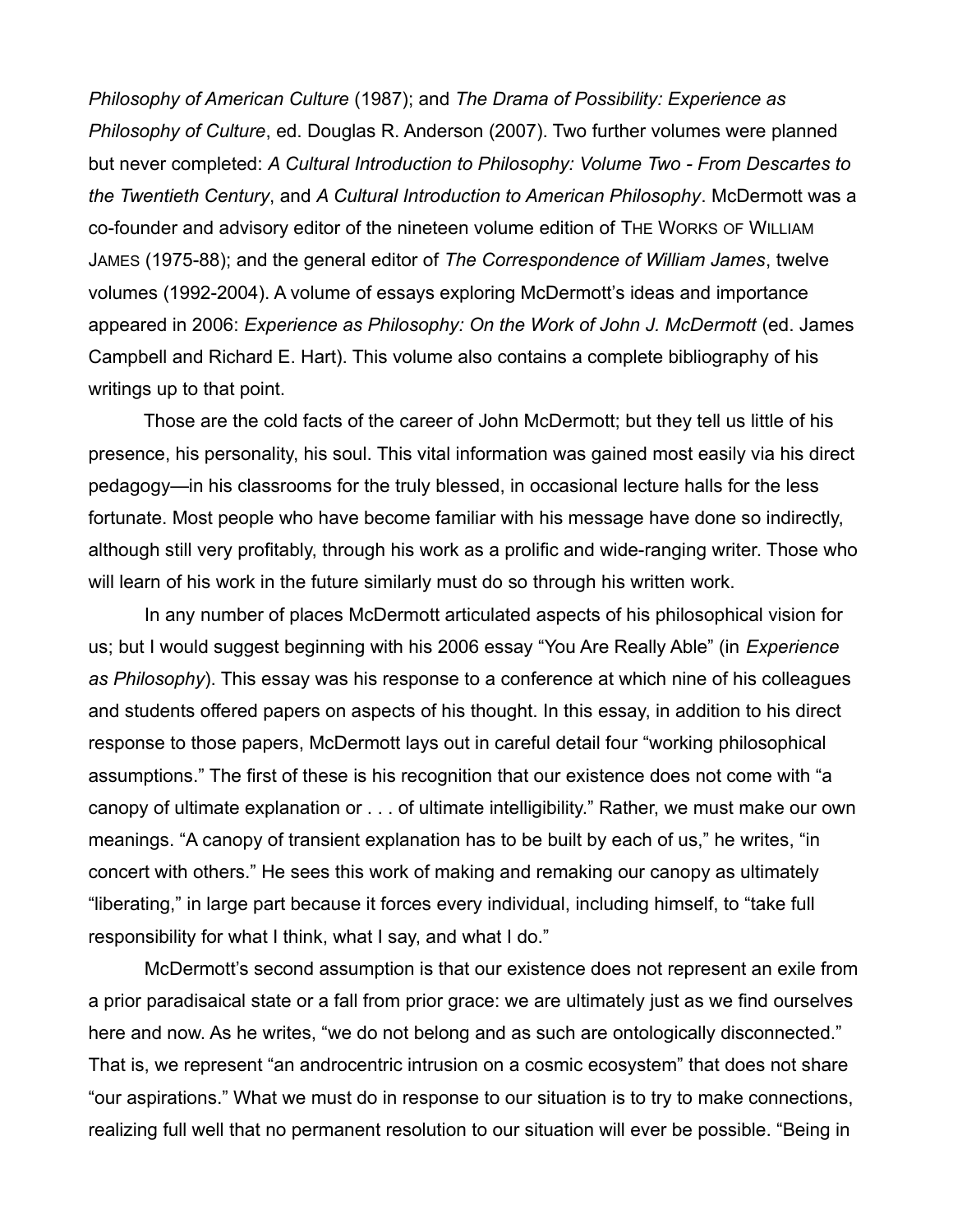*Philosophy of American Culture* (1987); and *The Drama of Possibility: Experience as Philosophy of Culture*, ed. Douglas R. Anderson (2007). Two further volumes were planned but never completed: *A Cultural Introduction to Philosophy: Volume Two - From Descartes to the Twentieth Century*, and *A Cultural Introduction to American Philosophy*. McDermott was a co-founder and advisory editor of the nineteen volume edition of THE WORKS OF WILLIAM JAMES (1975-88); and the general editor of *The Correspondence of William James*, twelve volumes (1992-2004). A volume of essays exploring McDermott's ideas and importance appeared in 2006: *Experience as Philosophy: On the Work of John J. McDermott* (ed. James Campbell and Richard E. Hart). This volume also contains a complete bibliography of his writings up to that point.

Those are the cold facts of the career of John McDermott; but they tell us little of his presence, his personality, his soul. This vital information was gained most easily via his direct pedagogy—in his classrooms for the truly blessed, in occasional lecture halls for the less fortunate. Most people who have become familiar with his message have done so indirectly, although still very profitably, through his work as a prolific and wide-ranging writer. Those who will learn of his work in the future similarly must do so through his written work.

In any number of places McDermott articulated aspects of his philosophical vision for us; but I would suggest beginning with his 2006 essay "You Are Really Able" (in *Experience as Philosophy*). This essay was his response to a conference at which nine of his colleagues and students offered papers on aspects of his thought. In this essay, in addition to his direct response to those papers, McDermott lays out in careful detail four "working philosophical assumptions." The first of these is his recognition that our existence does not come with "a canopy of ultimate explanation or . . . of ultimate intelligibility." Rather, we must make our own meanings. "A canopy of transient explanation has to be built by each of us," he writes, "in concert with others." He sees this work of making and remaking our canopy as ultimately "liberating," in large part because it forces every individual, including himself, to "take full responsibility for what I think, what I say, and what I do."

McDermott's second assumption is that our existence does not represent an exile from a prior paradisaical state or a fall from prior grace: we are ultimately just as we find ourselves here and now. As he writes, "we do not belong and as such are ontologically disconnected." That is, we represent "an androcentric intrusion on a cosmic ecosystem" that does not share "our aspirations." What we must do in response to our situation is to try to make connections, realizing full well that no permanent resolution to our situation will ever be possible. "Being in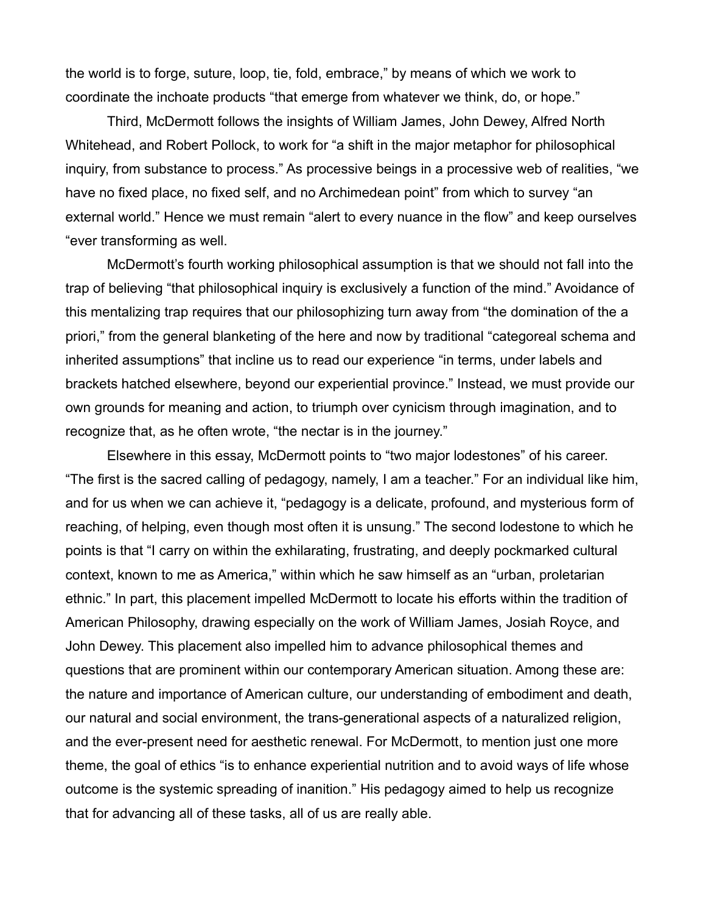the world is to forge, suture, loop, tie, fold, embrace," by means of which we work to coordinate the inchoate products "that emerge from whatever we think, do, or hope."

Third, McDermott follows the insights of William James, John Dewey, Alfred North Whitehead, and Robert Pollock, to work for "a shift in the major metaphor for philosophical inquiry, from substance to process." As processive beings in a processive web of realities, "we have no fixed place, no fixed self, and no Archimedean point" from which to survey "an external world." Hence we must remain "alert to every nuance in the flow" and keep ourselves "ever transforming as well.

McDermott's fourth working philosophical assumption is that we should not fall into the trap of believing "that philosophical inquiry is exclusively a function of the mind." Avoidance of this mentalizing trap requires that our philosophizing turn away from "the domination of the a priori," from the general blanketing of the here and now by traditional "categoreal schema and inherited assumptions" that incline us to read our experience "in terms, under labels and brackets hatched elsewhere, beyond our experiential province." Instead, we must provide our own grounds for meaning and action, to triumph over cynicism through imagination, and to recognize that, as he often wrote, "the nectar is in the journey."

Elsewhere in this essay, McDermott points to "two major lodestones" of his career. "The first is the sacred calling of pedagogy, namely, I am a teacher." For an individual like him, and for us when we can achieve it, "pedagogy is a delicate, profound, and mysterious form of reaching, of helping, even though most often it is unsung." The second lodestone to which he points is that "I carry on within the exhilarating, frustrating, and deeply pockmarked cultural context, known to me as America," within which he saw himself as an "urban, proletarian ethnic." In part, this placement impelled McDermott to locate his efforts within the tradition of American Philosophy, drawing especially on the work of William James, Josiah Royce, and John Dewey. This placement also impelled him to advance philosophical themes and questions that are prominent within our contemporary American situation. Among these are: the nature and importance of American culture, our understanding of embodiment and death, our natural and social environment, the trans-generational aspects of a naturalized religion, and the ever-present need for aesthetic renewal. For McDermott, to mention just one more theme, the goal of ethics "is to enhance experiential nutrition and to avoid ways of life whose outcome is the systemic spreading of inanition." His pedagogy aimed to help us recognize that for advancing all of these tasks, all of us are really able.